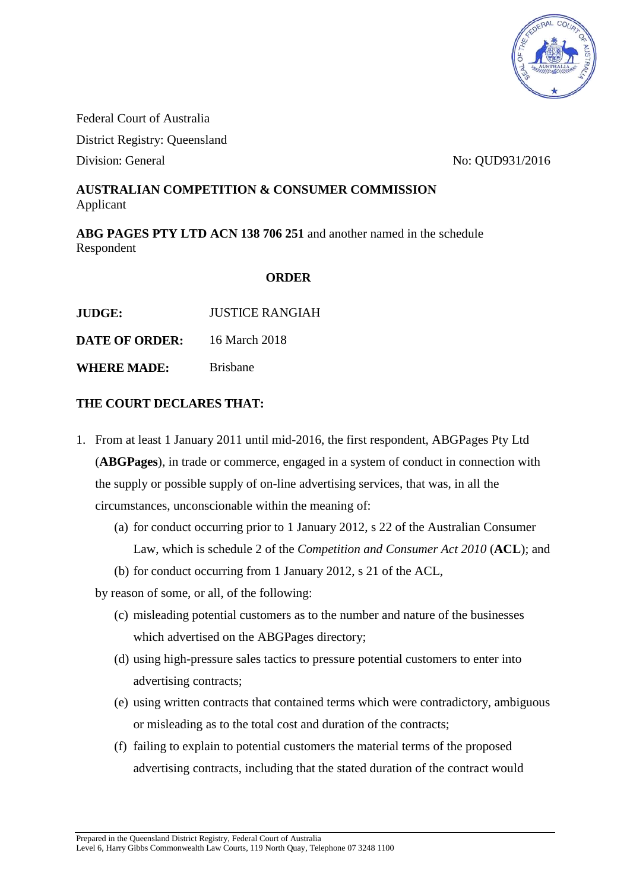Federal Court of Australia

District Registry: Queensland

Division: General

No: QUD931/2016

**AUSTRALIAN COMPETITION & CONSUMER COMMISSION**
Applicant

**ABG PAGES PTY LTD ACN 138 706 251** and another named in the schedule
Respondent

**ORDER**

| | |
|---|---|
| **JUDGE:** | JUSTICE RANGIAH |
| **DATE OF ORDER:** | 16 March 2018 |
| **WHERE MADE:** | Brisbane |

**THE COURT DECLARES THAT:**

1. From at least 1 January 2011 until mid-2016, the first respondent, ABGPages Pty Ltd (**ABGPages**), in trade or commerce, engaged in a system of conduct in connection with the supply or possible supply of on-line advertising services, that was, in all the circumstances, unconscionable within the meaning of:

   (a) for conduct occurring prior to 1 January 2012, s 22 of the Australian Consumer Law, which is schedule 2 of the *Competition and Consumer Act 2010* (**ACL**); and

   (b) for conduct occurring from 1 January 2012, s 21 of the ACL,

   by reason of some, or all, of the following:

   (c) misleading potential customers as to the number and nature of the businesses which advertised on the ABGPages directory;

   (d) using high-pressure sales tactics to pressure potential customers to enter into advertising contracts;

   (e) using written contracts that contained terms which were contradictory, ambiguous or misleading as to the total cost and duration of the contracts;

   (f) failing to explain to potential customers the material terms of the proposed advertising contracts, including that the stated duration of the contract would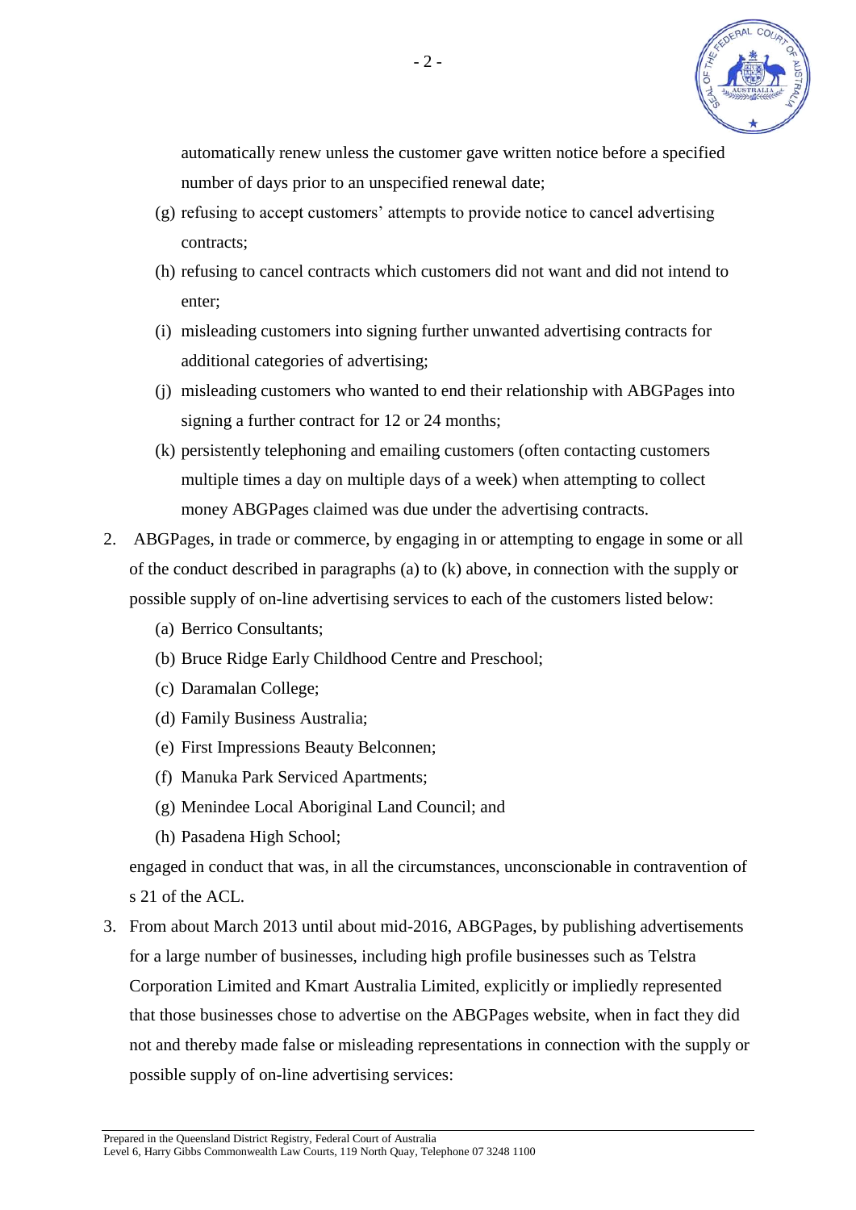automatically renew unless the customer gave written notice before a specified number of days prior to an unspecified renewal date;

(g) refusing to accept customers' attempts to provide notice to cancel advertising contracts;

(h) refusing to cancel contracts which customers did not want and did not intend to enter;

(i) misleading customers into signing further unwanted advertising contracts for additional categories of advertising;

(j) misleading customers who wanted to end their relationship with ABGPages into signing a further contract for 12 or 24 months;

(k) persistently telephoning and emailing customers (often contacting customers multiple times a day on multiple days of a week) when attempting to collect money ABGPages claimed was due under the advertising contracts.

2. ABGPages, in trade or commerce, by engaging in or attempting to engage in some or all of the conduct described in paragraphs (a) to (k) above, in connection with the supply or possible supply of on-line advertising services to each of the customers listed below:

   (a) Berrico Consultants;

   (b) Bruce Ridge Early Childhood Centre and Preschool;

   (c) Daramalan College;

   (d) Family Business Australia;

   (e) First Impressions Beauty Belconnen;

   (f) Manuka Park Serviced Apartments;

   (g) Menindee Local Aboriginal Land Council; and

   (h) Pasadena High School;

   engaged in conduct that was, in all the circumstances, unconscionable in contravention of s 21 of the ACL.

3. From about March 2013 until about mid-2016, ABGPages, by publishing advertisements for a large number of businesses, including high profile businesses such as Telstra Corporation Limited and Kmart Australia Limited, explicitly or impliedly represented that those businesses chose to advertise on the ABGPages website, when in fact they did not and thereby made false or misleading representations in connection with the supply or possible supply of on-line advertising services: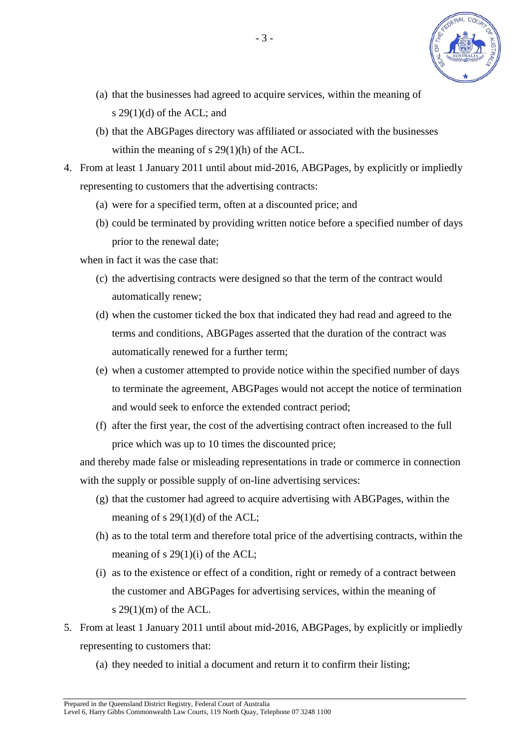(a) that the businesses had agreed to acquire services, within the meaning of s 29(1)(d) of the ACL; and

   (b) that the ABGPages directory was affiliated or associated with the businesses within the meaning of s 29(1)(h) of the ACL.

4. From at least 1 January 2011 until about mid-2016, ABGPages, by explicitly or impliedly representing to customers that the advertising contracts:

   (a) were for a specified term, often at a discounted price; and

   (b) could be terminated by providing written notice before a specified number of days prior to the renewal date;

   when in fact it was the case that:

   (c) the advertising contracts were designed so that the term of the contract would automatically renew;

   (d) when the customer ticked the box that indicated they had read and agreed to the terms and conditions, ABGPages asserted that the duration of the contract was automatically renewed for a further term;

   (e) when a customer attempted to provide notice within the specified number of days to terminate the agreement, ABGPages would not accept the notice of termination and would seek to enforce the extended contract period;

   (f) after the first year, the cost of the advertising contract often increased to the full price which was up to 10 times the discounted price;

   and thereby made false or misleading representations in trade or commerce in connection with the supply or possible supply of on-line advertising services:

   (g) that the customer had agreed to acquire advertising with ABGPages, within the meaning of s 29(1)(d) of the ACL;

   (h) as to the total term and therefore total price of the advertising contracts, within the meaning of s 29(1)(i) of the ACL;

   (i) as to the existence or effect of a condition, right or remedy of a contract between the customer and ABGPages for advertising services, within the meaning of s 29(1)(m) of the ACL.

5. From at least 1 January 2011 until about mid-2016, ABGPages, by explicitly or impliedly representing to customers that:

   (a) they needed to initial a document and return it to confirm their listing;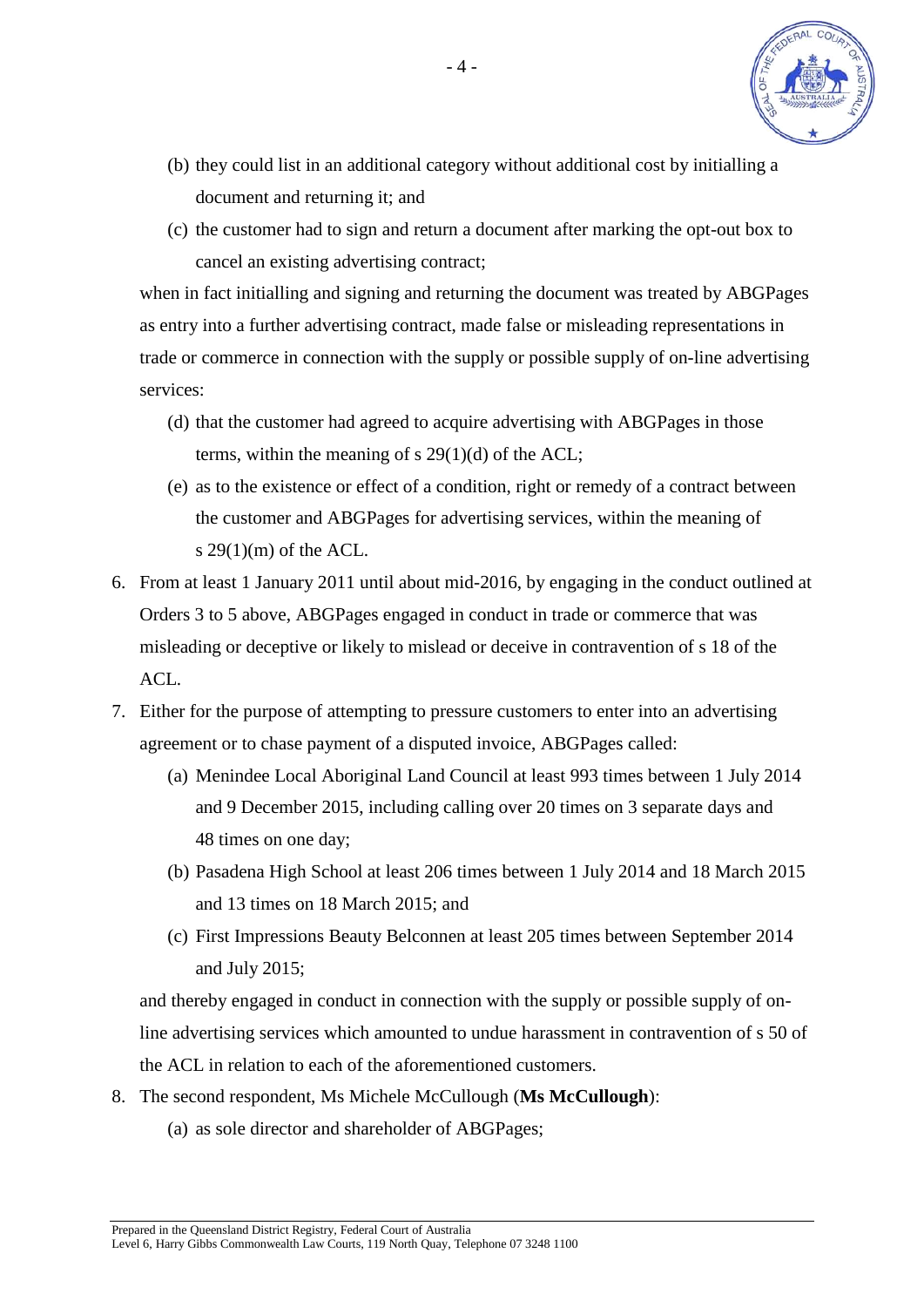(b) they could list in an additional category without additional cost by initialling a document and returning it; and

(c) the customer had to sign and return a document after marking the opt-out box to cancel an existing advertising contract;

when in fact initialling and signing and returning the document was treated by ABGPages as entry into a further advertising contract, made false or misleading representations in trade or commerce in connection with the supply or possible supply of on-line advertising services:

(d) that the customer had agreed to acquire advertising with ABGPages in those terms, within the meaning of s 29(1)(d) of the ACL;

(e) as to the existence or effect of a condition, right or remedy of a contract between the customer and ABGPages for advertising services, within the meaning of s 29(1)(m) of the ACL.

6. From at least 1 January 2011 until about mid-2016, by engaging in the conduct outlined at Orders 3 to 5 above, ABGPages engaged in conduct in trade or commerce that was misleading or deceptive or likely to mislead or deceive in contravention of s 18 of the ACL.

7. Either for the purpose of attempting to pressure customers to enter into an advertising agreement or to chase payment of a disputed invoice, ABGPages called:

   (a) Menindee Local Aboriginal Land Council at least 993 times between 1 July 2014 and 9 December 2015, including calling over 20 times on 3 separate days and 48 times on one day;

   (b) Pasadena High School at least 206 times between 1 July 2014 and 18 March 2015 and 13 times on 18 March 2015; and

   (c) First Impressions Beauty Belconnen at least 205 times between September 2014 and July 2015;

   and thereby engaged in conduct in connection with the supply or possible supply of on-line advertising services which amounted to undue harassment in contravention of s 50 of the ACL in relation to each of the aforementioned customers.

8. The second respondent, Ms Michele McCullough (**Ms McCullough**):

   (a) as sole director and shareholder of ABGPages;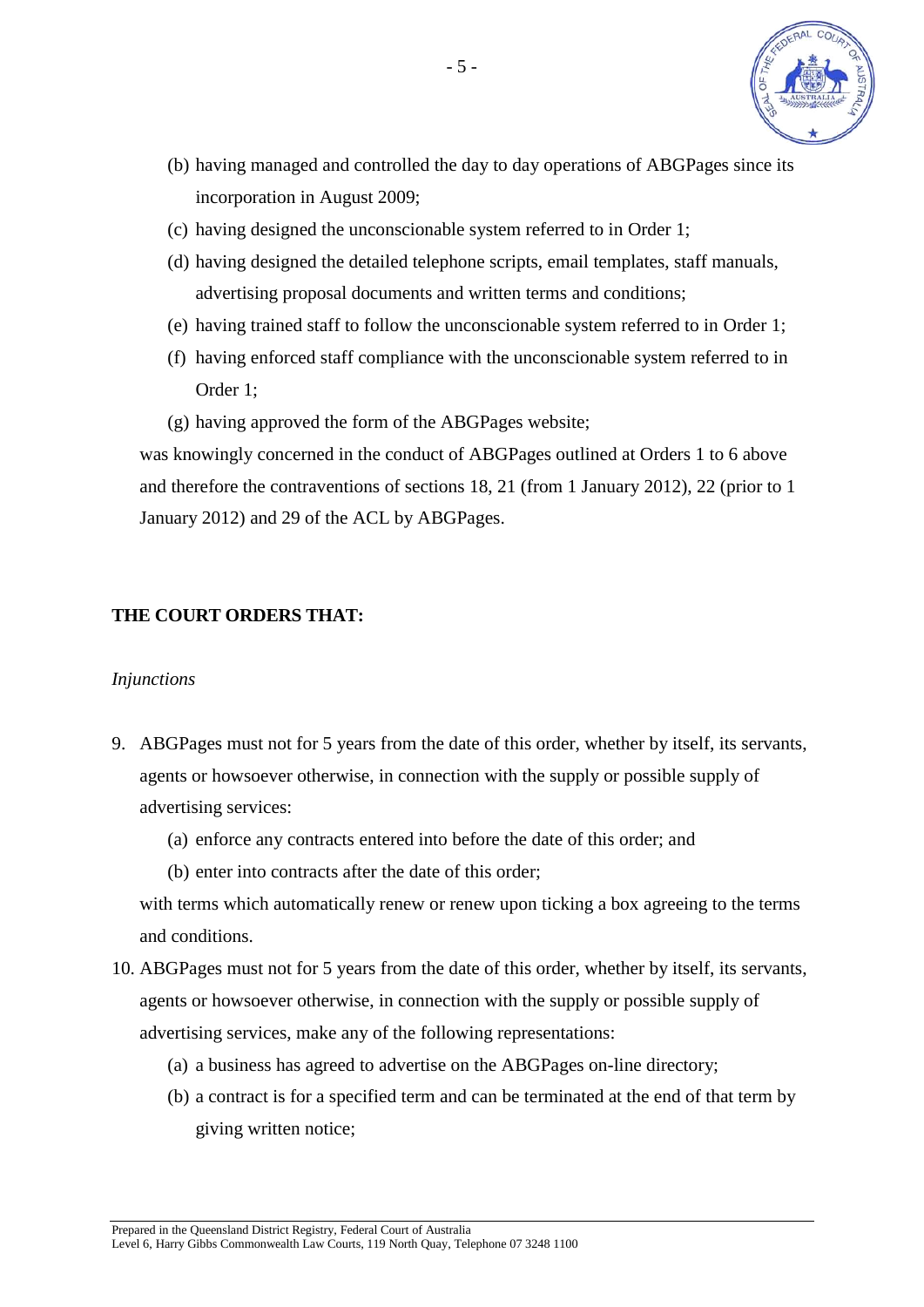(b) having managed and controlled the day to day operations of ABGPages since its incorporation in August 2009;

(c) having designed the unconscionable system referred to in Order 1;

(d) having designed the detailed telephone scripts, email templates, staff manuals, advertising proposal documents and written terms and conditions;

(e) having trained staff to follow the unconscionable system referred to in Order 1;

(f) having enforced staff compliance with the unconscionable system referred to in Order 1;

(g) having approved the form of the ABGPages website;

was knowingly concerned in the conduct of ABGPages outlined at Orders 1 to 6 above and therefore the contraventions of sections 18, 21 (from 1 January 2012), 22 (prior to 1 January 2012) and 29 of the ACL by ABGPages.

**THE COURT ORDERS THAT:**

*Injunctions*

9. ABGPages must not for 5 years from the date of this order, whether by itself, its servants, agents or howsoever otherwise, in connection with the supply or possible supply of advertising services:

   (a) enforce any contracts entered into before the date of this order; and

   (b) enter into contracts after the date of this order;

   with terms which automatically renew or renew upon ticking a box agreeing to the terms and conditions.

10. ABGPages must not for 5 years from the date of this order, whether by itself, its servants, agents or howsoever otherwise, in connection with the supply or possible supply of advertising services, make any of the following representations:

    (a) a business has agreed to advertise on the ABGPages on-line directory;

    (b) a contract is for a specified term and can be terminated at the end of that term by giving written notice;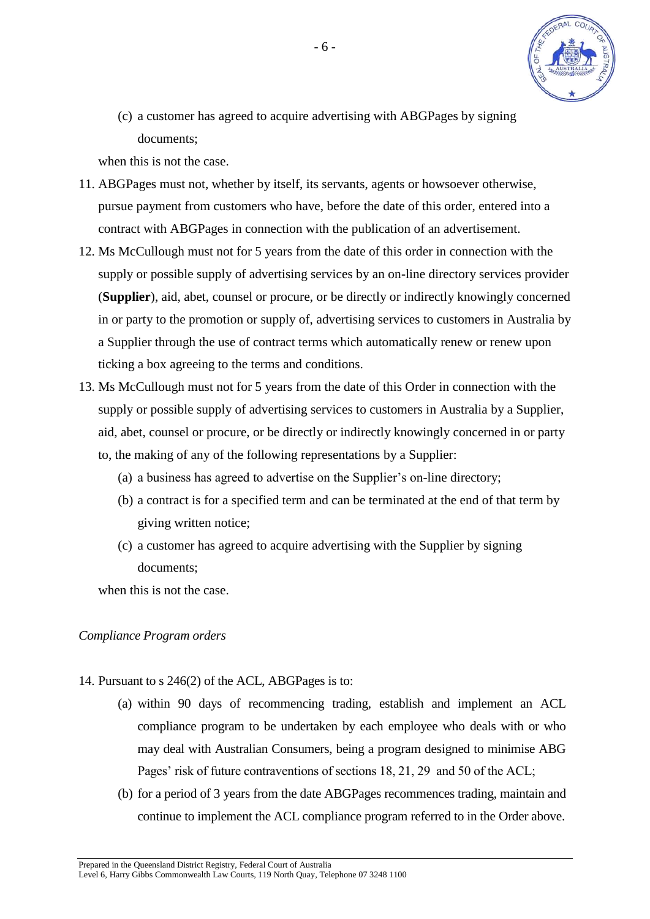(c) a customer has agreed to acquire advertising with ABGPages by signing documents;

when this is not the case.

11. ABGPages must not, whether by itself, its servants, agents or howsoever otherwise, pursue payment from customers who have, before the date of this order, entered into a contract with ABGPages in connection with the publication of an advertisement.

12. Ms McCullough must not for 5 years from the date of this order in connection with the supply or possible supply of advertising services by an on-line directory services provider (**Supplier**), aid, abet, counsel or procure, or be directly or indirectly knowingly concerned in or party to the promotion or supply of, advertising services to customers in Australia by a Supplier through the use of contract terms which automatically renew or renew upon ticking a box agreeing to the terms and conditions.

13. Ms McCullough must not for 5 years from the date of this Order in connection with the supply or possible supply of advertising services to customers in Australia by a Supplier, aid, abet, counsel or procure, or be directly or indirectly knowingly concerned in or party to, the making of any of the following representations by a Supplier:

    (a) a business has agreed to advertise on the Supplier's on-line directory;

    (b) a contract is for a specified term and can be terminated at the end of that term by giving written notice;

    (c) a customer has agreed to acquire advertising with the Supplier by signing documents;

    when this is not the case.

*Compliance Program orders*

14. Pursuant to s 246(2) of the ACL, ABGPages is to:

    (a) within 90 days of recommencing trading, establish and implement an ACL compliance program to be undertaken by each employee who deals with or who may deal with Australian Consumers, being a program designed to minimise ABG Pages' risk of future contraventions of sections 18, 21, 29 and 50 of the ACL;

    (b) for a period of 3 years from the date ABGPages recommences trading, maintain and continue to implement the ACL compliance program referred to in the Order above.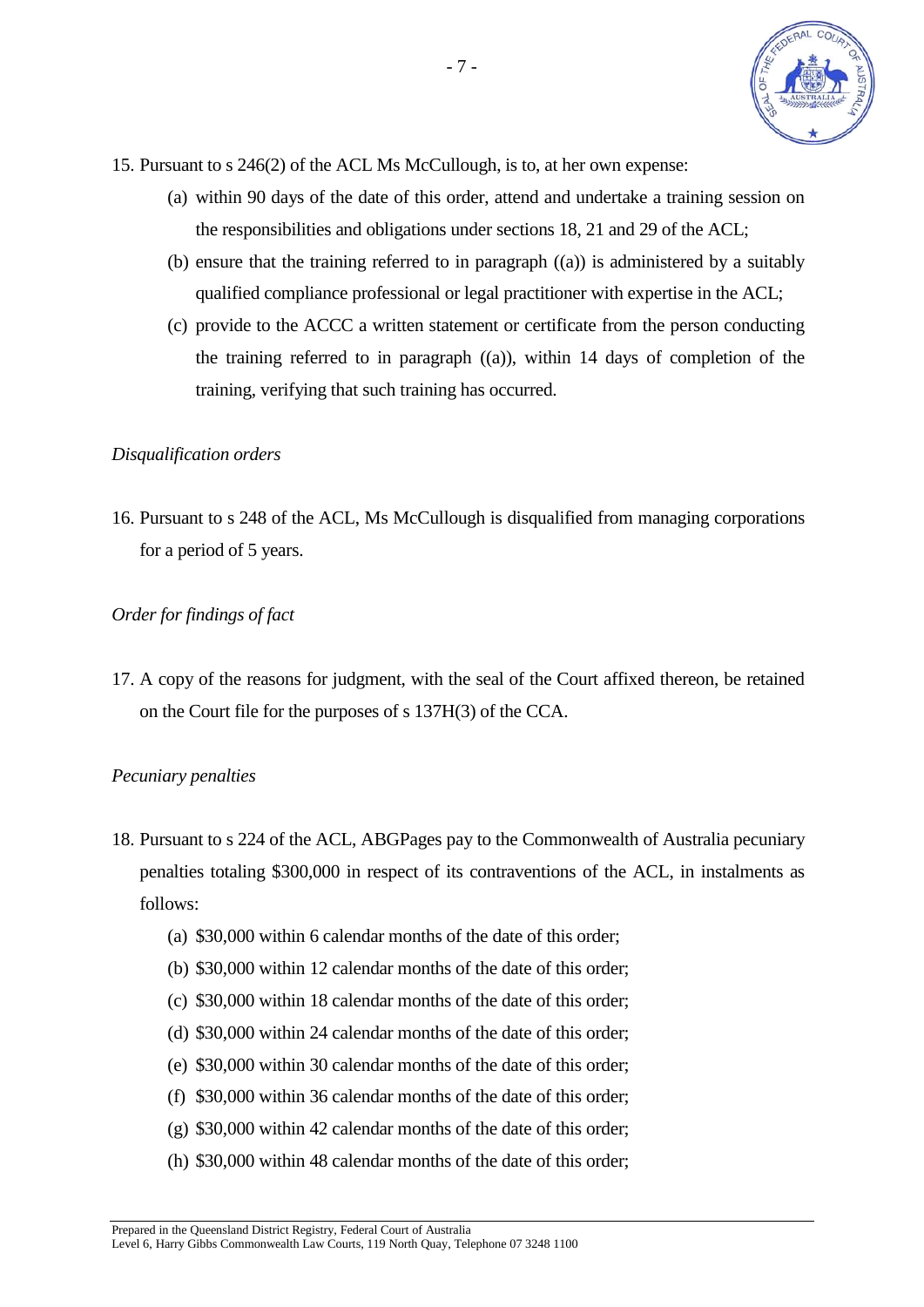15. Pursuant to s 246(2) of the ACL Ms McCullough, is to, at her own expense:
    (a) within 90 days of the date of this order, attend and undertake a training session on the responsibilities and obligations under sections 18, 21 and 29 of the ACL;
    (b) ensure that the training referred to in paragraph ((a)) is administered by a suitably qualified compliance professional or legal practitioner with expertise in the ACL;
    (c) provide to the ACCC a written statement or certificate from the person conducting the training referred to in paragraph ((a)), within 14 days of completion of the training, verifying that such training has occurred.

*Disqualification orders*

16. Pursuant to s 248 of the ACL, Ms McCullough is disqualified from managing corporations for a period of 5 years.

*Order for findings of fact*

17. A copy of the reasons for judgment, with the seal of the Court affixed thereon, be retained on the Court file for the purposes of s 137H(3) of the CCA.

*Pecuniary penalties*

18. Pursuant to s 224 of the ACL, ABGPages pay to the Commonwealth of Australia pecuniary penalties totaling $300,000 in respect of its contraventions of the ACL, in instalments as follows:
    (a) $30,000 within 6 calendar months of the date of this order;
    (b) $30,000 within 12 calendar months of the date of this order;
    (c) $30,000 within 18 calendar months of the date of this order;
    (d) $30,000 within 24 calendar months of the date of this order;
    (e) $30,000 within 30 calendar months of the date of this order;
    (f) $30,000 within 36 calendar months of the date of this order;
    (g) $30,000 within 42 calendar months of the date of this order;
    (h) $30,000 within 48 calendar months of the date of this order;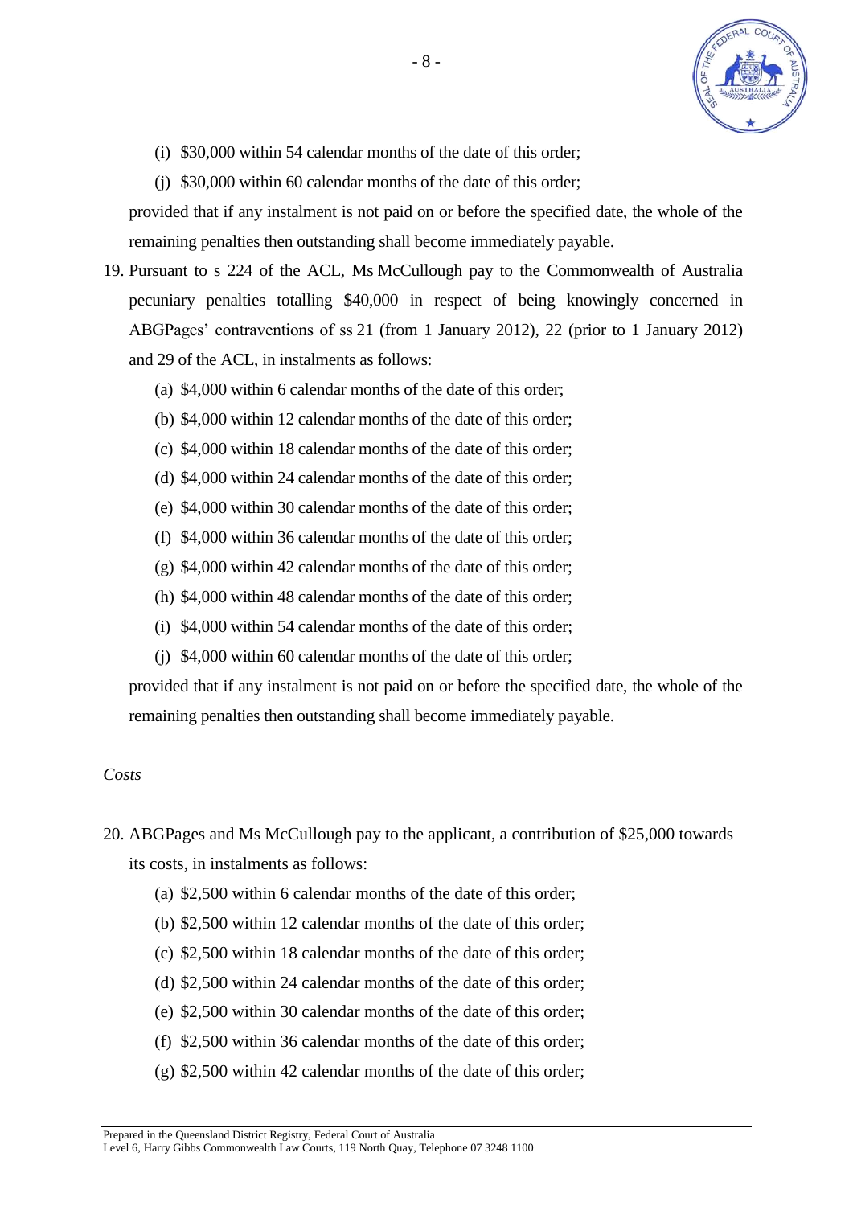(i) $30,000 within 54 calendar months of the date of this order;

(j) $30,000 within 60 calendar months of the date of this order;

provided that if any instalment is not paid on or before the specified date, the whole of the remaining penalties then outstanding shall become immediately payable.

19. Pursuant to s 224 of the ACL, Ms McCullough pay to the Commonwealth of Australia pecuniary penalties totalling $40,000 in respect of being knowingly concerned in ABGPages' contraventions of ss 21 (from 1 January 2012), 22 (prior to 1 January 2012) and 29 of the ACL, in instalments as follows:

    (a) $4,000 within 6 calendar months of the date of this order;

    (b) $4,000 within 12 calendar months of the date of this order;

    (c) $4,000 within 18 calendar months of the date of this order;

    (d) $4,000 within 24 calendar months of the date of this order;

    (e) $4,000 within 30 calendar months of the date of this order;

    (f) $4,000 within 36 calendar months of the date of this order;

    (g) $4,000 within 42 calendar months of the date of this order;

    (h) $4,000 within 48 calendar months of the date of this order;

    (i) $4,000 within 54 calendar months of the date of this order;

    (j) $4,000 within 60 calendar months of the date of this order;

    provided that if any instalment is not paid on or before the specified date, the whole of the remaining penalties then outstanding shall become immediately payable.

*Costs*

20. ABGPages and Ms McCullough pay to the applicant, a contribution of $25,000 towards its costs, in instalments as follows:

    (a) $2,500 within 6 calendar months of the date of this order;

    (b) $2,500 within 12 calendar months of the date of this order;

    (c) $2,500 within 18 calendar months of the date of this order;

    (d) $2,500 within 24 calendar months of the date of this order;

    (e) $2,500 within 30 calendar months of the date of this order;

    (f) $2,500 within 36 calendar months of the date of this order;

    (g) $2,500 within 42 calendar months of the date of this order;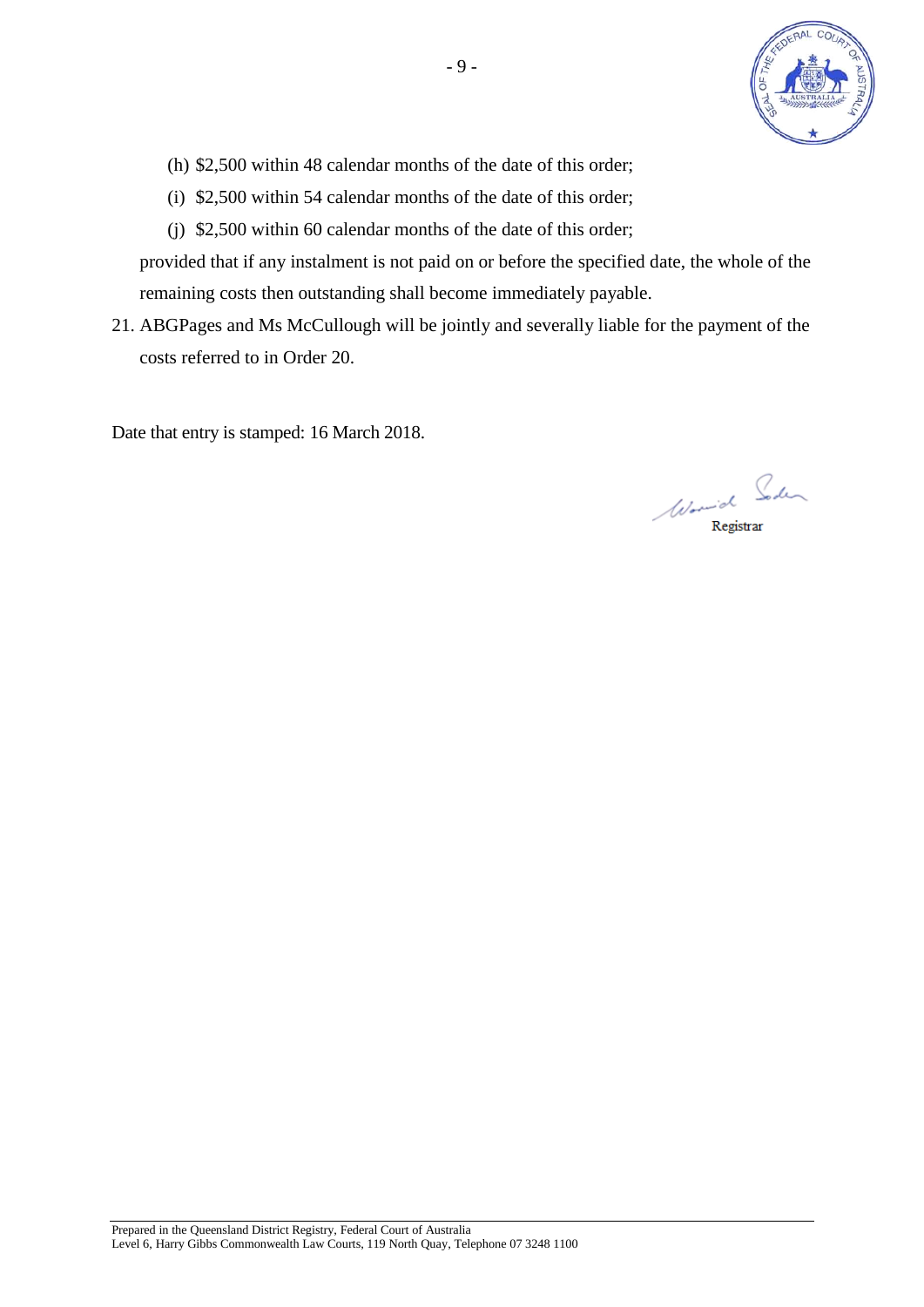(h) $2,500 within 48 calendar months of the date of this order;

(i) $2,500 within 54 calendar months of the date of this order;

(j) $2,500 within 60 calendar months of the date of this order;

provided that if any instalment is not paid on or before the specified date, the whole of the remaining costs then outstanding shall become immediately payable.

21. ABGPages and Ms McCullough will be jointly and severally liable for the payment of the costs referred to in Order 20.

Date that entry is stamped: 16 March 2018.

Registrar

Prepared in the Queensland District Registry, Federal Court of Australia
Level 6, Harry Gibbs Commonwealth Law Courts, 119 North Quay, Telephone 07 3248 1100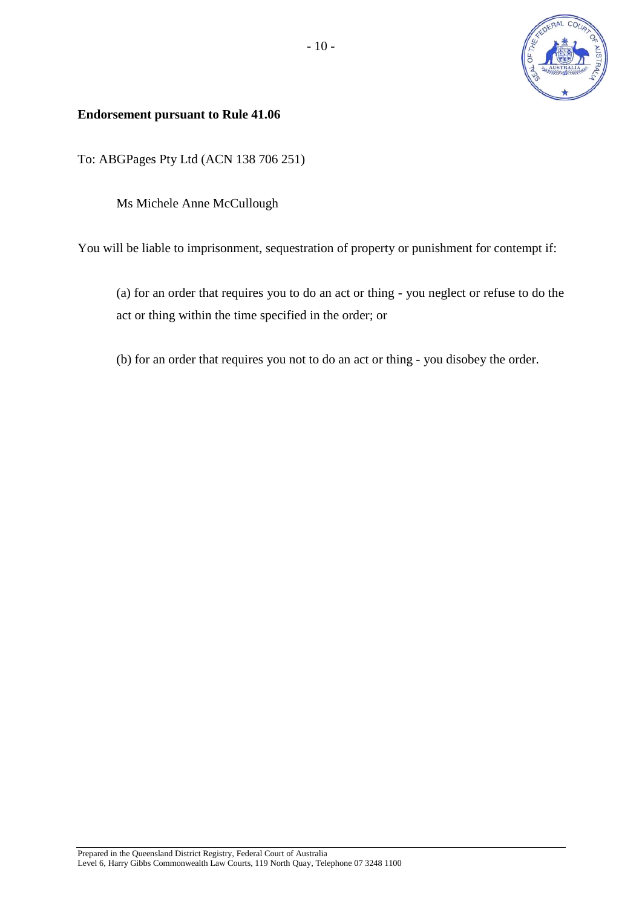**Endorsement pursuant to Rule 41.06**

To: ABGPages Pty Ltd (ACN 138 706 251)

Ms Michele Anne McCullough

You will be liable to imprisonment, sequestration of property or punishment for contempt if:

(a) for an order that requires you to do an act or thing - you neglect or refuse to do the act or thing within the time specified in the order; or

(b) for an order that requires you not to do an act or thing - you disobey the order.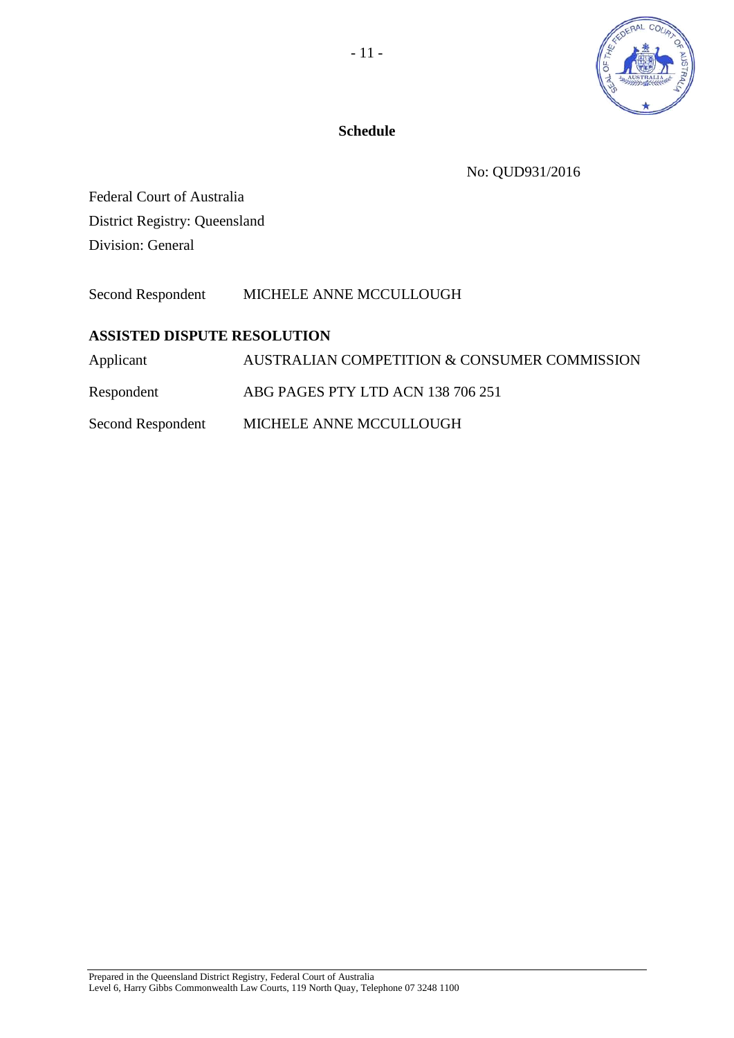**Schedule**

No: QUD931/2016

Federal Court of Australia
District Registry: Queensland
Division: General

| | |
|---|---|
| Second Respondent | MICHELE ANNE MCCULLOUGH |

**ASSISTED DISPUTE RESOLUTION**

| | |
|---|---|
| Applicant | AUSTRALIAN COMPETITION & CONSUMER COMMISSION |
| Respondent | ABG PAGES PTY LTD ACN 138 706 251 |
| Second Respondent | MICHELE ANNE MCCULLOUGH |

Prepared in the Queensland District Registry, Federal Court of Australia
Level 6, Harry Gibbs Commonwealth Law Courts, 119 North Quay, Telephone 07 3248 1100